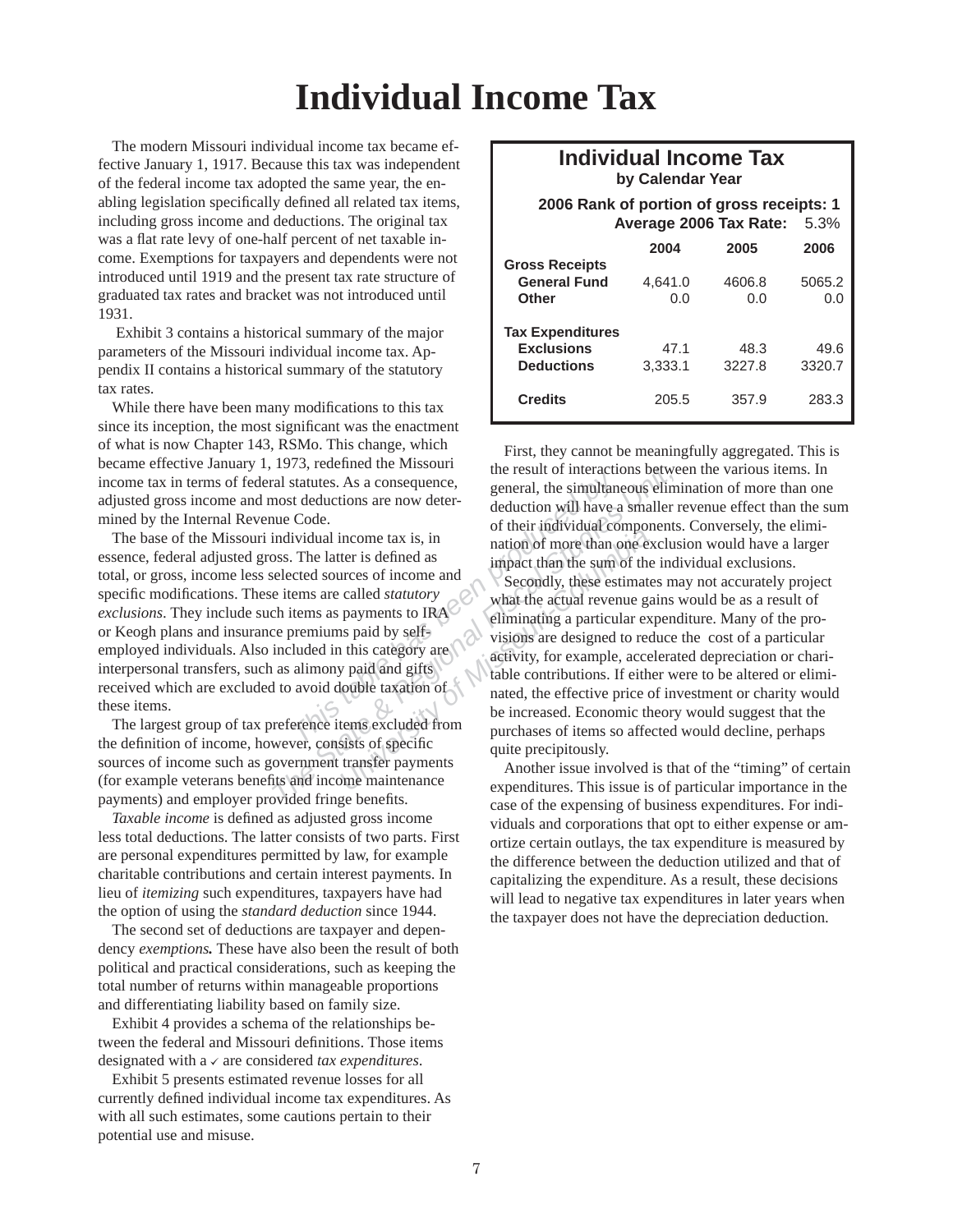# Individual Income Tax

The modern Missouri individual income tax became effective January 1, 1917. Because this tax was independent of the federal income tax adopted the same year, the enabling legislation specifically defined all related tax items, including gross income and deductions. The original tax was a flat rate levy of one-half percent of net taxable income. Exemptions for taxpayers and dependents were not introduced until 1919 and the present tax rate structure of graduated tax rates and bracket was not introduced until 1931.

Exhibit 3 contains a historical summary of the major parameters of the Missouri individual income tax. Appendix II contains a historical summary of the statutory tax rates.

While there have been many modifications to this tax since its inception, the most significant was the enactment of what is now Chapter 143, RSMo. This change, which became effective January 1, 1973, redefined the Missouri income tax in terms of federal statutes. As a consequence, adjusted gross income and most deductions are now determined by the Internal Revenue Code.

The base of the Missouri individual income tax is, in essence, federal adjusted gross. The latter is defined as total, or gross, income less selected sources of income and specific modifications. These items are called *statutory exclusions*. They include such items as payments to IRA or Keogh plans and insurance premiums paid by self-employed individuals. Also included in this category are interpersonal transfers, such as alimony paid and gifts received which are excluded to avoid double taxation of these items.

The largest group of tax preference items excluded from the definition of income, however, consists of specific sources of income such as government transfer payments (for example veterans benefits and income maintenance payments) and employer provided fringe benefits.

*Taxable income* is defined as adjusted gross income less total deductions. The latter consists of two parts. First are personal expenditures permitted by law, for example charitable contributions and certain interest payments. In lieu of *itemizing* such expenditures, taxpayers have had the option of using the *standard deduction* since 1944.

The second set of deductions are taxpayer and dependency ***exemptions.*** These have also been the result of both political and practical considerations, such as keeping the total number of returns within manageable proportions and differentiating liability based on family size.

Exhibit 4 provides a schema of the relationships between the federal and Missouri definitions. Those items designated with a ✓ are considered *tax expenditures*.

Exhibit 5 presents estimated revenue losses for all currently defined individual income tax expenditures. As with all such estimates, some cautions pertain to their potential use and misuse.

**Individual Income Tax**
**by Calendar Year**

**2006 Rank of portion of gross receipts: 1**
**Average 2006 Tax Rate:** 5.3%

| | 2004 | 2005 | 2006 |
|---|---|---|---|
| **Gross Receipts** | | | |
| **General Fund** | 4,641.0 | 4606.8 | 5065.2 |
| **Other** | 0.0 | 0.0 | 0.0 |
| **Tax Expenditures** | | | |
| **Exclusions** | 47.1 | 48.3 | 49.6 |
| **Deductions** | 3,333.1 | 3227.8 | 3320.7 |
| **Credits** | 205.5 | 357.9 | 283.3 |

First, they cannot be meaningfully aggregated. This is the result of interactions between the various items. In general, the simultaneous elimination of more than one deduction will have a smaller revenue effect than the sum of their individual components. Conversely, the elimination of more than one exclusion would have a larger impact than the sum of the individual exclusions.

Secondly, these estimates may not accurately project what the actual revenue gains would be as a result of eliminating a particular expenditure. Many of the provisions are designed to reduce the cost of a particular activity, for example, accelerated depreciation or charitable contributions. If either were to be altered or eliminated, the effective price of investment or charity would be increased. Economic theory would suggest that the purchases of items so affected would decline, perhaps quite precipitously.

Another issue involved is that of the "timing" of certain expenditures. This issue is of particular importance in the case of the expensing of business expenditures. For individuals and corporations that opt to either expense or amortize certain outlays, the tax expenditure is measured by the difference between the deduction utilized and that of capitalizing the expenditure. As a result, these decisions will lead to negative tax expenditures in later years when the taxpayer does not have the depreciation deduction.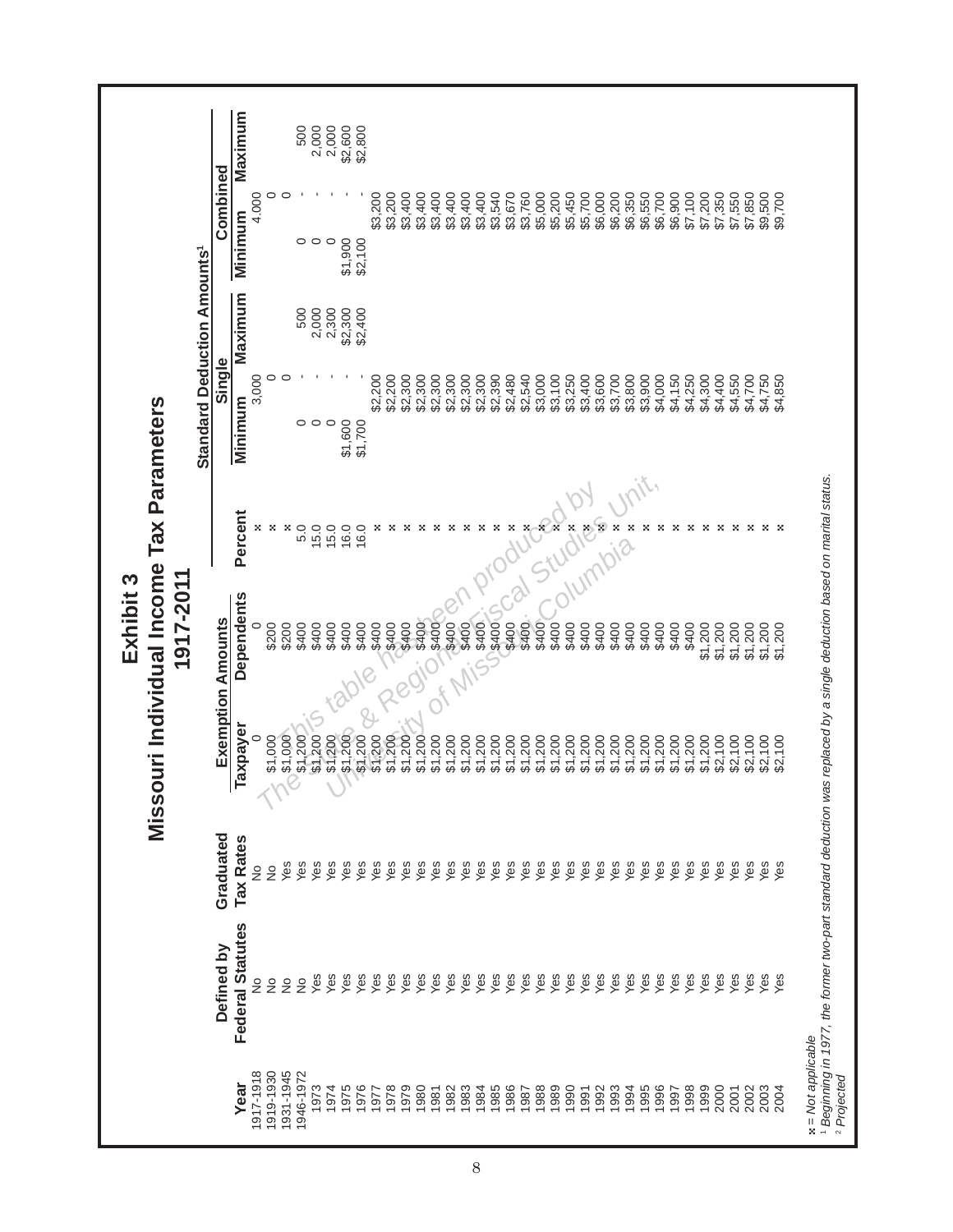# Exhibit 3

## Missouri Individual Income Tax Parameters

### 1917-2011

| Year | Defined by Federal Statutes | Graduated Tax Rates | Exemption Amounts | | Standard Deduction Amounts[1] | | | | |
|---|---|---|---|---|---|---|---|---|---|
| | | | | | | Single | | Combined | |
| | | | Taxpayer | Dependents | Percent | Minimum | Maximum | Minimum | Maximum |
| 1917-1918 | No | No | 0 | 0 | x | 3,000 | | 4,000 | |
| 1919-1930 | No | No | $1,000 | $200 | x | 0 | | 0 | |
| 1931-1945 | No | Yes | $1,000 | $200 | x | 0 | | 0 | |
| 1946-1972 | No | Yes | $1,200 | $400 | 5.0 | 0 | 500 | 0 | 500 |
| 1973 | Yes | Yes | $1,200 | $400 | 15.0 | 0 | 2,000 | 0 | 2,000 |
| 1974 | Yes | Yes | $1,200 | $400 | 15.0 | 0 | 2,300 | 0 | 2,000 |
| 1975 | Yes | Yes | $1,200 | $400 | 16.0 | $1,600 | $2,300 | $1,900 | $2,600 |
| 1976 | Yes | Yes | $1,200 | $400 | 16.0 | $1,700 | $2,400 | $2,100 | $2,800 |
| 1977 | Yes | Yes | $1,200 | $400 | x | $2,200 | | $3,200 | |
| 1978 | Yes | Yes | $1,200 | $400 | x | $2,200 | | $3,200 | |
| 1979 | Yes | Yes | $1,200 | $400 | x | $2,300 | | $3,400 | |
| 1980 | Yes | Yes | $1,200 | $400 | x | $2,300 | | $3,400 | |
| 1981 | Yes | Yes | $1,200 | $400 | x | $2,300 | | $3,400 | |
| 1982 | Yes | Yes | $1,200 | $400 | x | $2,300 | | $3,400 | |
| 1983 | Yes | Yes | $1,200 | $400 | x | $2,300 | | $3,400 | |
| 1984 | Yes | Yes | $1,200 | $400 | x | $2,300 | | $3,400 | |
| 1985 | Yes | Yes | $1,200 | $400 | x | $2,390 | | $3,540 | |
| 1986 | Yes | Yes | $1,200 | $400 | x | $2,480 | | $3,670 | |
| 1987 | Yes | Yes | $1,200 | $400 | x | $2,540 | | $3,760 | |
| 1988 | Yes | Yes | $1,200 | $400 | x | $3,000 | | $5,000 | |
| 1989 | Yes | Yes | $1,200 | $400 | x | $3,100 | | $5,200 | |
| 1990 | Yes | Yes | $1,200 | $400 | x | $3,250 | | $5,450 | |
| 1991 | Yes | Yes | $1,200 | $400 | x | $3,400 | | $5,700 | |
| 1992 | Yes | Yes | $1,200 | $400 | x | $3,600 | | $6,000 | |
| 1993 | Yes | Yes | $1,200 | $400 | x | $3,700 | | $6,200 | |
| 1994 | Yes | Yes | $1,200 | $400 | x | $3,800 | | $6,350 | |
| 1995 | Yes | Yes | $1,200 | $400 | x | $3,900 | | $6,550 | |
| 1996 | Yes | Yes | $1,200 | $400 | x | $4,000 | | $6,700 | |
| 1997 | Yes | Yes | $1,200 | $400 | x | $4,150 | | $6,900 | |
| 1998 | Yes | Yes | $1,200 | $400 | x | $4,250 | | $7,100 | |
| 1999 | Yes | Yes | $1,200 | $1,200 | x | $4,300 | | $7,200 | |
| 2000 | Yes | Yes | $2,100 | $1,200 | x | $4,400 | | $7,350 | |
| 2001 | Yes | Yes | $2,100 | $1,200 | x | $4,550 | | $7,550 | |
| 2002 | Yes | Yes | $2,100 | $1,200 | x | $4,700 | | $7,850 | |
| 2003 | Yes | Yes | $2,100 | $1,200 | x | $4,750 | | $9,500 | |
| 2004 | Yes | Yes | $2,100 | $1,200 | x | $4,850 | | $9,700 | |

*x = Not applicable*

*[1] Beginning in 1977, the former two-part standard deduction was replaced by a single deduction based on marital status.*

*[2] Projected*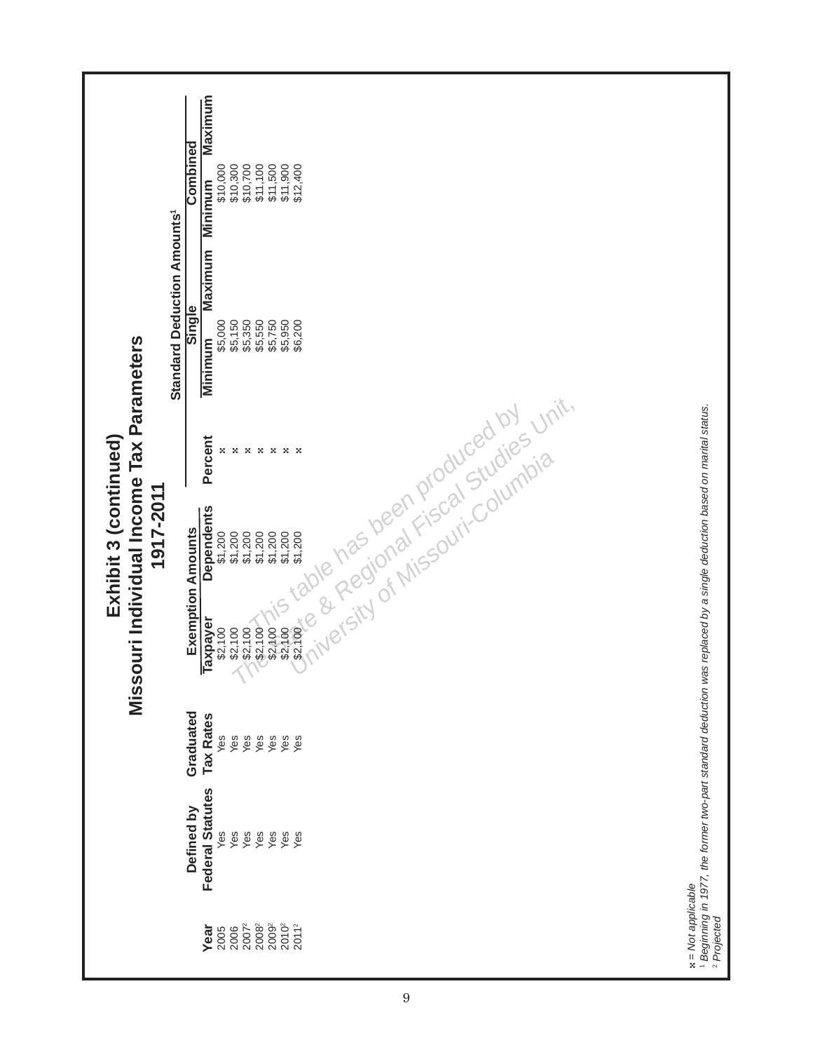# Exhibit 3 (continued)

## Missouri Individual Income Tax Parameters

### 1917-2011

| Year | Defined by Federal Statutes | Graduated Tax Rates | Exemption Amounts | | | Standard Deduction Amounts[1] | | | |
|---|---|---|---|---|---|---|---|---|---|
| | | | Taxpayer | Dependents | Percent | Single | | Combined | |
| | | | | | | Minimum | Maximum | Minimum | Maximum |
| 2005 | Yes | Yes | $2,100 | $1,200 | x | $5,000 | | $10,000 | |
| 2006 | Yes | Yes | $2,100 | $1,200 | x | $5,150 | | $10,300 | |
| 2007[2] | Yes | Yes | $2,100 | $1,200 | x | $5,350 | | $10,700 | |
| 2008[2] | Yes | Yes | $2,100 | $1,200 | x | $5,550 | | $11,100 | |
| 2009[2] | Yes | Yes | $2,100 | $1,200 | x | $5,750 | | $11,500 | |
| 2010[2] | Yes | Yes | $2,100 | $1,200 | x | $5,950 | | $11,900 | |
| 2011[2] | Yes | Yes | $2,100 | $1,200 | x | $6,200 | | $12,400 | |

*x = Not applicable*

*[1] Beginning in 1977, the former two-part standard deduction was replaced by a single deduction based on marital status.*

*[2] Projected*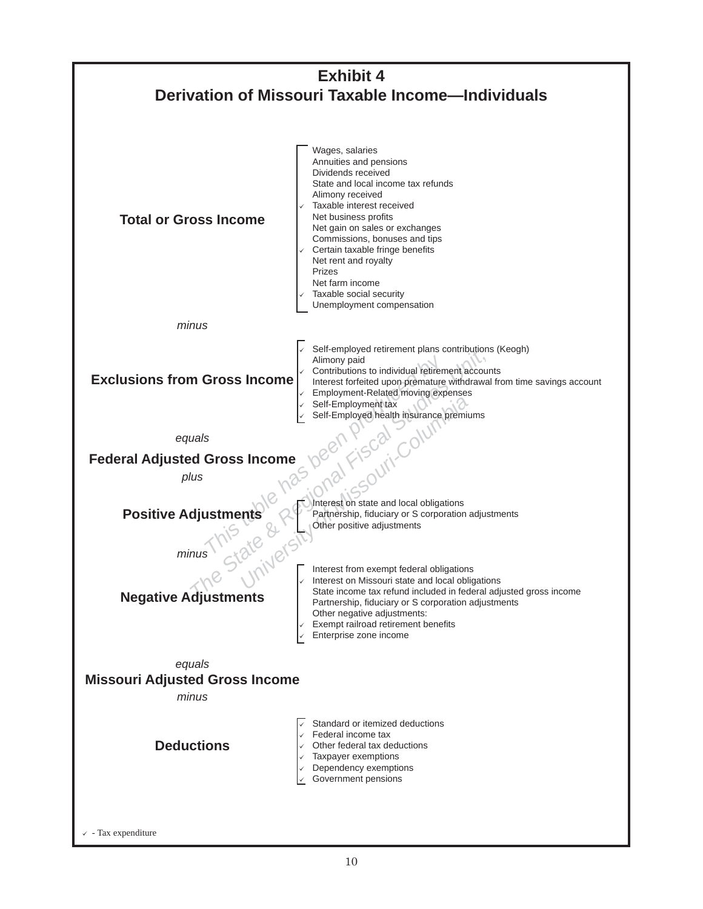## Exhibit 4
## Derivation of Missouri Taxable Income—Individuals

**Total or Gross Income**

- Wages, salaries
- Annuities and pensions
- Dividends received
- State and local income tax refunds
- Alimony received
- ✓ Taxable interest received
- Net business profits
- Net gain on sales or exchanges
- Commissions, bonuses and tips
- ✓ Certain taxable fringe benefits
- Net rent and royalty
- Prizes
- Net farm income
- ✓ Taxable social security
- Unemployment compensation

*minus*

**Exclusions from Gross Income**

- ✓ Self-employed retirement plans contributions (Keogh)
- Alimony paid
- ✓ Contributions to individual retirement accounts
- Interest forfeited upon premature withdrawal from time savings account
- ✓ Employment-Related moving expenses
- ✓ Self-Employment tax
- ✓ Self-Employed health insurance premiums

*equals*

**Federal Adjusted Gross Income**

*plus*

**Positive Adjustments**

- Interest on state and local obligations
- Partnership, fiduciary or S corporation adjustments
- Other positive adjustments

*minus*

**Negative Adjustments**

- Interest from exempt federal obligations
- ✓ Interest on Missouri state and local obligations
- State income tax refund included in federal adjusted gross income
- Partnership, fiduciary or S corporation adjustments
- Other negative adjustments:
- ✓ Exempt railroad retirement benefits
- ✓ Enterprise zone income

*equals*

**Missouri Adjusted Gross Income**

*minus*

**Deductions**

- ✓ Standard or itemized deductions
- ✓ Federal income tax
- ✓ Other federal tax deductions
- ✓ Taxpayer exemptions
- ✓ Dependency exemptions
- ✓ Government pensions

✓ - Tax expenditure

*This table has been provided by The State & Regional Fiscal Studies Unit, University of Missouri-Columbia*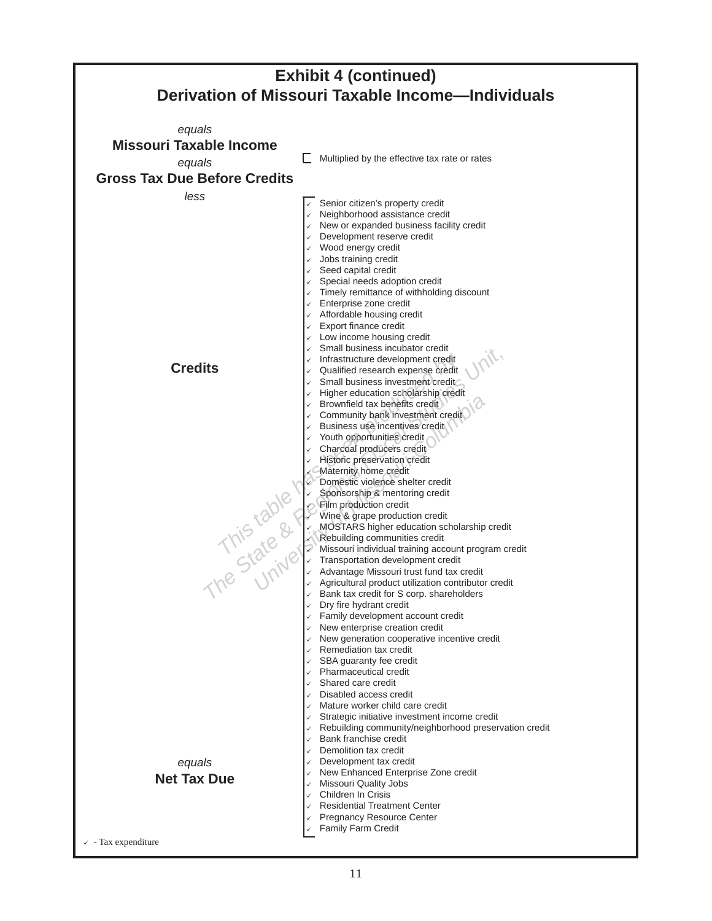# Exhibit 4 (continued)
## Derivation of Missouri Taxable Income—Individuals

*equals*
**Missouri Taxable Income**
*equals*
**Gross Tax Due Before Credits**

- Multiplied by the effective tax rate or rates

*less*

**Credits**

- ✓ Senior citizen's property credit
- ✓ Neighborhood assistance credit
- ✓ New or expanded business facility credit
- ✓ Development reserve credit
- ✓ Wood energy credit
- ✓ Jobs training credit
- ✓ Seed capital credit
- ✓ Special needs adoption credit
- ✓ Timely remittance of withholding discount
- ✓ Enterprise zone credit
- ✓ Affordable housing credit
- ✓ Export finance credit
- ✓ Low income housing credit
- ✓ Small business incubator credit
- ✓ Infrastructure development credit
- ✓ Qualified research expense credit
- ✓ Small business investment credit
- ✓ Higher education scholarship credit
- ✓ Brownfield tax benefits credit
- ✓ Community bank investment credit
- ✓ Business use incentives credit
- ✓ Youth opportunities credit
- ✓ Charcoal producers credit
- ✓ Historic preservation credit
- ✓ Maternity home credit
- ✓ Domestic violence shelter credit
- ✓ Sponsorship & mentoring credit
- ✓ Film production credit
- ✓ Wine & grape production credit
- ✓ MOSTARS higher education scholarship credit
- ✓ Rebuilding communities credit
- ✓ Missouri individual training account program credit
- ✓ Transportation development credit
- ✓ Advantage Missouri trust fund tax credit
- ✓ Agricultural product utilization contributor credit
- ✓ Bank tax credit for S corp. shareholders
- ✓ Dry fire hydrant credit
- ✓ Family development account credit
- ✓ New enterprise creation credit
- ✓ New generation cooperative incentive credit
- ✓ Remediation tax credit
- ✓ SBA guaranty fee credit
- ✓ Pharmaceutical credit
- ✓ Shared care credit
- ✓ Disabled access credit
- ✓ Mature worker child care credit
- ✓ Strategic initiative investment income credit
- ✓ Rebuilding community/neighborhood preservation credit
- ✓ Bank franchise credit
- ✓ Demolition tax credit
- ✓ Development tax credit
- ✓ New Enhanced Enterprise Zone credit
- ✓ Missouri Quality Jobs
- ✓ Children In Crisis
- ✓ Residential Treatment Center
- ✓ Pregnancy Resource Center
- ✓ Family Farm Credit

*equals*
**Net Tax Due**

✓ - Tax expenditure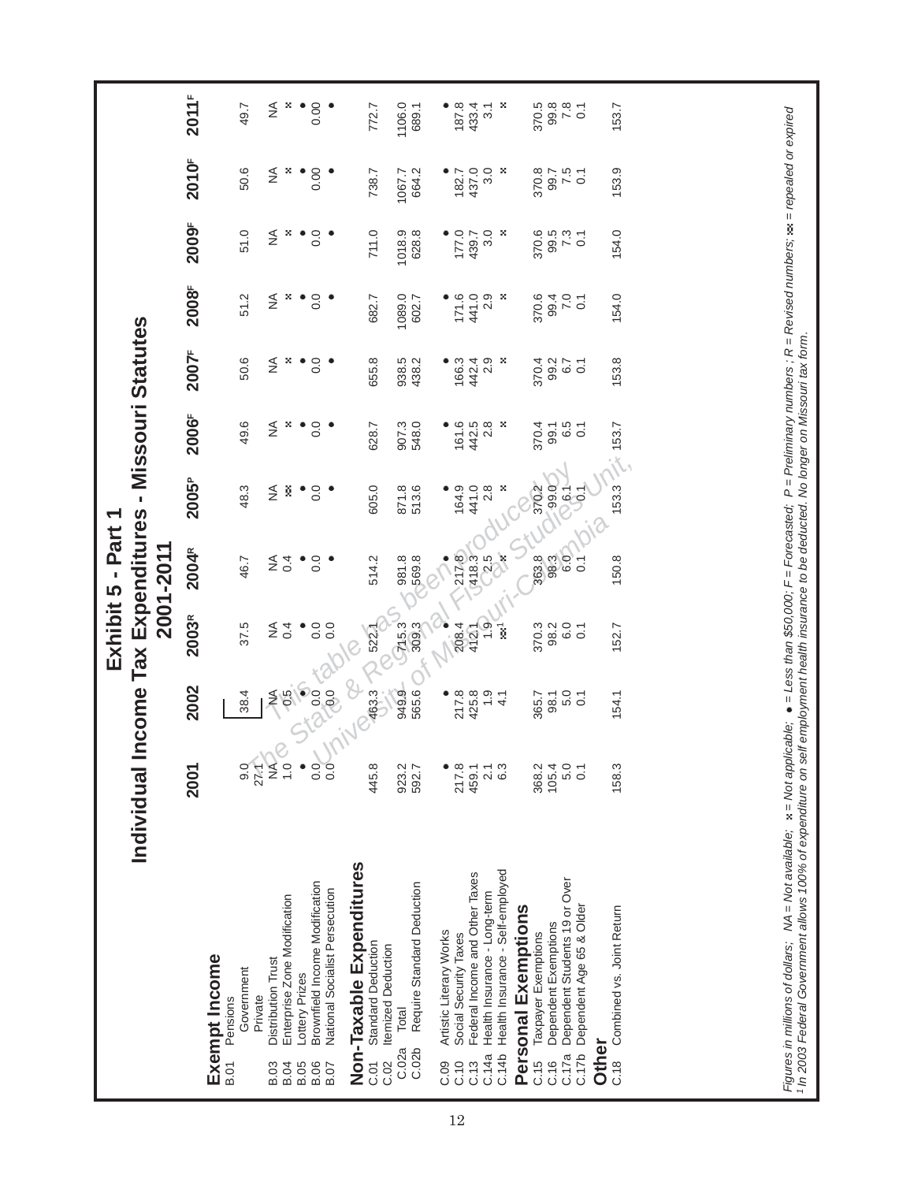# Exhibit 5 - Part 1

## Individual Income Tax Expenditures - Missouri Statutes

### 2001-2011

| | | 2001 | 2002 | 2003[R] | 2004[R] | 2005[P] | 2006[F] | 2007[F] | 2008[F] | 2009[F] | 2010[F] | 2011[F] |
|---|---|---|---|---|---|---|---|---|---|---|---|---|
| **Exempt Income** | | | | | | | | | | | | |
| B.01 | Pensions | | | | | | | | | | | |
| | Government | 9.0 | 38.4 | 37.5 | 46.7 | 48.3 | 49.6 | 50.6 | 51.2 | 51.0 | 50.6 | 49.7 |
| | Private | 27.1 | | | | | | | | | | |
| B.03 | Distribution Trust | NA | NA | NA | NA | NA | NA | NA | NA | NA | NA | NA |
| B.04 | Enterprise Zone Modification | 1.0 | 0.5 | 0.4 | 0.4 | ⌘ | × | × | × | × | × | × |
| B.05 | Lottery Prizes | ● | ● | ● | ● | ● | ● | ● | ● | ● | ● | ● |
| B.06 | Brownfield Income Modification | 0.0 | 0.0 | 0.0 | 0.0 | 0.0 | 0.0 | 0.0 | 0.0 | 0.0 | 0.00 | 0.00 |
| B.07 | National Socialist Persecution | 0.0 | 0.0 | 0.0 | ● | ● | ● | ● | ● | ● | ● | ● |
| **Non-Taxable Expenditures** | | | | | | | | | | | | |
| C.01 | Standard Deduction | 445.8 | 463.3 | 522.1 | 514.2 | 605.0 | 628.7 | 655.8 | 682.7 | 711.0 | 738.7 | 772.7 |
| C.02 | Itemized Deduction | | | | | | | | | | | |
| C.02a | Total | 923.2 | 949.9 | 715.3 | 981.8 | 871.8 | 907.3 | 938.5 | 1089.0 | 1018.9 | 1067.7 | 1106.0 |
| C.02b | Require Standard Deduction | 592.7 | 565.6 | 309.3 | 569.8 | 513.6 | 548.0 | 438.2 | 602.7 | 628.8 | 664.2 | 689.1 |
| C.09 | Artistic Literary Works | ● | ● | ● | ● | ● | ● | ● | ● | ● | ● | ● |
| C.10 | Social Security Taxes | 217.8 | 217.8 | 208.4 | 217.8 | 164.9 | 161.6 | 166.3 | 171.6 | 177.0 | 182.7 | 187.8 |
| C.13 | Federal Income and Other Taxes | 459.1 | 425.8 | 412.1 | 418.3 | 441.0 | 442.5 | 442.4 | 441.0 | 439.7 | 437.0 | 433.4 |
| C.14a | Health Insurance - Long-term | 2.1 | 1.9 | 1.9 | 2.5 | 2.8 | 2.8 | 2.9 | 2.9 | 3.0 | 3.0 | 3.1 |
| C.14b | Health Insurance - Self-employed | 6.3 | 4.1 | ⌘[1] | × | × | × | × | × | × | × | × |
| **Personal Exemptions** | | | | | | | | | | | | |
| C.15 | Taxpayer Exemptions | 368.2 | 365.7 | 370.3 | 363.8 | 370.2 | 370.4 | 370.4 | 370.6 | 370.6 | 370.8 | 370.5 |
| C.16 | Dependent Exemptions | 105.4 | 98.1 | 98.2 | 98.3 | 99.0 | 99.1 | 99.2 | 99.4 | 99.5 | 99.7 | 99.8 |
| C.17a | Dependent Students 19 or Over | 5.0 | 5.0 | 6.0 | 6.0 | 6.1 | 6.5 | 6.7 | 7.0 | 7.3 | 7.5 | 7.8 |
| C.17b | Dependent Age 65 & Older | 0.1 | 0.1 | 0.1 | 0.1 | 0.1 | 0.1 | 0.1 | 0.1 | 0.1 | 0.1 | 0.1 |
| **Other** | | | | | | | | | | | | |
| C.18 | Combined vs. Joint Return | 158.3 | 154.1 | 152.7 | 150.8 | 153.3 | 153.7 | 153.8 | 154.0 | 154.0 | 153.9 | 153.7 |

*Figures in millions of dollars; NA = Not applicable; × = Not available; ● = Less than \$50,000; F = Forecasted; P = Preliminary numbers ; R = Revised numbers; ⌘ = repealed or expired*

*[1] In 2003 Federal Government allows 100% of expenditure on self employment health insurance to be deducted. No longer on Missouri tax form.*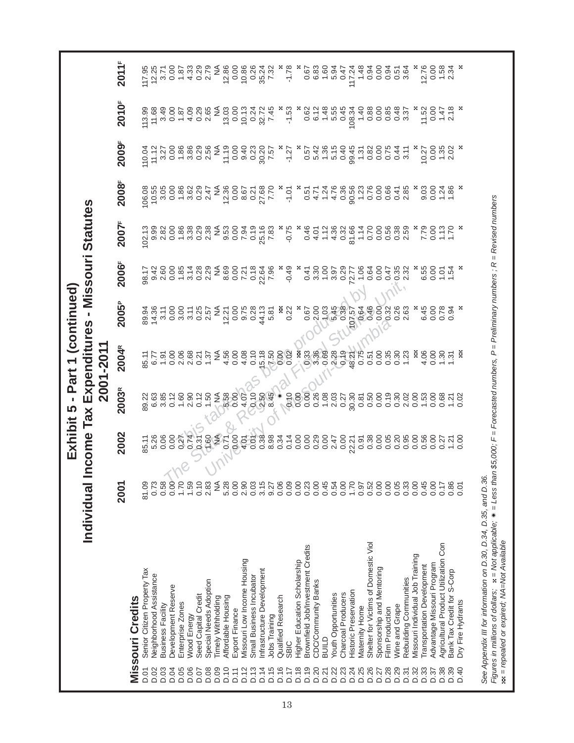# Exhibit 5 - Part 1 (continued)

## Individual Income Tax Expenditures - Missouri Statutes

### 2001-2011

| Missouri Credits | | 2001 | 2002 | 2003[R] | 2004[R] | 2005[P] | 2006[F] | 2007[F] | 2008[F] | 2009[F] | 2010[F] | 2011[F] |
|---|---|---|---|---|---|---|---|---|---|---|---|---|
| D.01 | Senior Citizen Property Tax | 81.09 | 85.11 | 89.22 | 85.11 | 89.94 | 98.17 | 102.13 | 106.08 | 110.04 | 113.99 | 117.95 |
| D.02 | Neighborhood Assistance | 0.73 | 5.26 | 6.63 | 6.77 | 14.36 | 9.42 | 9.99 | 10.55 | 11.12 | 11.68 | 12.25 |
| D.03 | Business Facility | 0.58 | 0.06 | 3.85 | 1.91 | 3.11 | 2.60 | 2.82 | 3.05 | 3.27 | 3.49 | 3.71 |
| D.04 | Development Reserve | 0.00 | 0.00 | 0.12 | 0.00 | 0.00 | 0.00 | 0.00 | 0.00 | 0.00 | 0.00 | 0.00 |
| D.05 | Enterprise Zones | 1.70 | 0.27 | 1.60 | 2.06 | 3.00 | 1.85 | 1.86 | 1.86 | 1.86 | 1.87 | 1.87 |
| D.06 | Wood Energy | 1.59 | 0.74 | 2.90 | 2.68 | 3.11 | 3.14 | 3.38 | 3.62 | 3.86 | 4.09 | 4.33 |
| D.07 | Seed Capital Credit | 0.10 | 0.31 | 0.12 | 0.21 | 0.25 | 0.28 | 0.29 | 0.29 | 0.29 | 0.29 | 0.29 |
| D.08 | Special Needs Adoption | 2.83 | 1.60 | 1.50 | 1.37 | 2.57 | 2.29 | 2.38 | 2.47 | 2.56 | 2.65 | 2.79 |
| D.09 | Timely Withholding | NA | NA | NA | NA | NA | NA | NA | NA | NA | NA | NA |
| D.10 | Affordable Housing | 5.28 | 0.71 | 5.58 | 4.56 | 12.21 | 8.69 | 9.53 | 12.36 | 11.19 | 13.03 | 12.86 |
| D.11 | Export Finance | 0.00 | 0.00 | 0.00 | 0.00 | 0.00 | 0.00 | 0.00 | 0.00 | 0.00 | 0.00 | 0.00 |
| D.12 | Missouri Low Income Housing | 2.90 | 4.01 | 4.07 | 4.08 | 9.75 | 7.21 | 7.94 | 8.67 | 9.40 | 10.13 | 10.86 |
| D.13 | Small Business Incubator | 0.03 | 0.01 | 0.10 | 0.10 | 0.28 | 0.18 | 0.19 | 0.21 | 0.23 | 0.24 | 0.26 |
| D.14 | Infrastructure Development | 3.15 | 0.38 | 2.50 | 15.18 | 44.13 | 22.64 | 25.16 | 27.68 | 30.20 | 32.72 | 35.24 |
| D.15 | Jobs Training | 9.27 | 8.98 | 8.45 | 7.50 | 5.81 | 7.96 | 7.83 | 7.70 | 7.57 | 7.45 | 7.32 |
| D.16 | Qualified Research | 0.06 | 0.34 | * | 0.00 | ⌘ | x | x | x | x | x | x |
| D.17 | SBIC | 0.09 | 0.14 | 0.10 | 0.02 | 0.22 | -0.49 | -0.75 | -1.01 | -1.27 | -1.53 | -1.78 |
| D.18 | Higher Education Scholarship | 0.00 | 0.00 | 0.00 | ⌘ | x | x | x | x | x | x | x |
| D.19 | Brownfield Job/Investment Credits | 0.23 | 0.00 | 0.00 | 0.33 | 0.67 | 0.41 | 0.46 | 0.51 | 0.57 | 0.62 | 0.67 |
| D.20 | CDC/Community Banks | 0.00 | 0.29 | 0.26 | 3.36 | 2.00 | 3.30 | 4.01 | 4.71 | 5.42 | 6.12 | 6.83 |
| D.21 | BUILD | 0.45 | 0.00 | 1.08 | 0.69 | 1.03 | 1.00 | 1.12 | 1.24 | 1.36 | 1.48 | 1.60 |
| D.22 | Youth Opportunities | 0.54 | 2.47 | 2.03 | 2.28 | 5.45 | 3.97 | 4.36 | 4.76 | 5.15 | 5.55 | 5.94 |
| D.23 | Charcoal Producers | 0.00 | 0.00 | 0.27 | 0.19 | 0.38 | 0.29 | 0.32 | 0.36 | 0.40 | 0.45 | 0.47 |
| D.24 | Historic Preservation | 1.70 | 22.21 | 30.30 | 48.21 | 107.57 | 72.77 | 81.66 | 90.56 | 99.45 | 108.34 | 117.24 |
| D.25 | Maternity Home | 0.97 | 0.91 | 0.81 | 0.75 | 0.64 | 1.06 | 1.14 | 1.23 | 1.31 | 1.40 | 1.48 |
| D.26 | Shelter for Victims of Domestic Viol | 0.52 | 0.38 | 0.50 | 0.51 | 0.46 | 0.64 | 0.70 | 0.76 | 0.82 | 0.88 | 0.94 |
| D.27 | Sponsorship and Mentoring | 0.00 | 0.00 | 0.00 | 0.00 | 0.00 | 0.00 | 0.00 | 0.00 | 0.00 | 0.00 | 0.00 |
| D.28 | Film Production | 0.00 | 0.05 | 0.19 | 0.35 | 0.32 | 0.47 | 0.56 | 0.66 | 0.75 | 0.85 | 0.94 |
| D.29 | Wine and Grape | 0.05 | 0.20 | 0.30 | 0.30 | 0.26 | 0.35 | 0.38 | 0.41 | 0.44 | 0.48 | 0.51 |
| D.31 | Rebuilding Communities | 0.33 | 0.95 | 2.02 | 1.23 | 2.63 | 2.32 | 2.59 | 2.85 | 3.11 | 3.37 | 3.64 |
| D.32 | Missouri Individual Job Training | 0.00 | 0.00 | 0.00 | ⌘ | x | x | x | x | x | x | x |
| D.33 | Transportation Development | 0.45 | 0.56 | 1.53 | 4.06 | 6.45 | 6.55 | 7.79 | 9.03 | 10.27 | 11.52 | 12.76 |
| D.37 | Advantage Missouri Program | 0.00 | 0.00 | 0.00 | 0.00 | 0.00 | 0.00 | 0.00 | 0.00 | 0.00 | 0.00 | 0.00 |
| D.38 | Agricultural Product Utilization Con | 0.17 | 0.27 | 0.68 | 1.30 | 0.78 | 1.01 | 1.13 | 1.24 | 1.35 | 1.47 | 1.58 |
| D.39 | Bank Tax Credit for S-Corp | 0.86 | 1.21 | 1.21 | 1.31 | 0.94 | 1.54 | 1.70 | 1.86 | 2.02 | 2.18 | 2.34 |
| D.40 | Dry Fire Hydrants | 0.01 | 0.00 | 0.02 | ⌘ | x | x | x | x | x | x | x |

*See Appendix III for information on D.30, D.34, D.35, and D.36.*

*Figures in millions of dollars; x = Not applicable; * = Less than $5,000; F = Forecasted numbers, P = Preliminary numbers ; R = Revised numbers*

*⌘ = repealed or expired; NA=Not Available*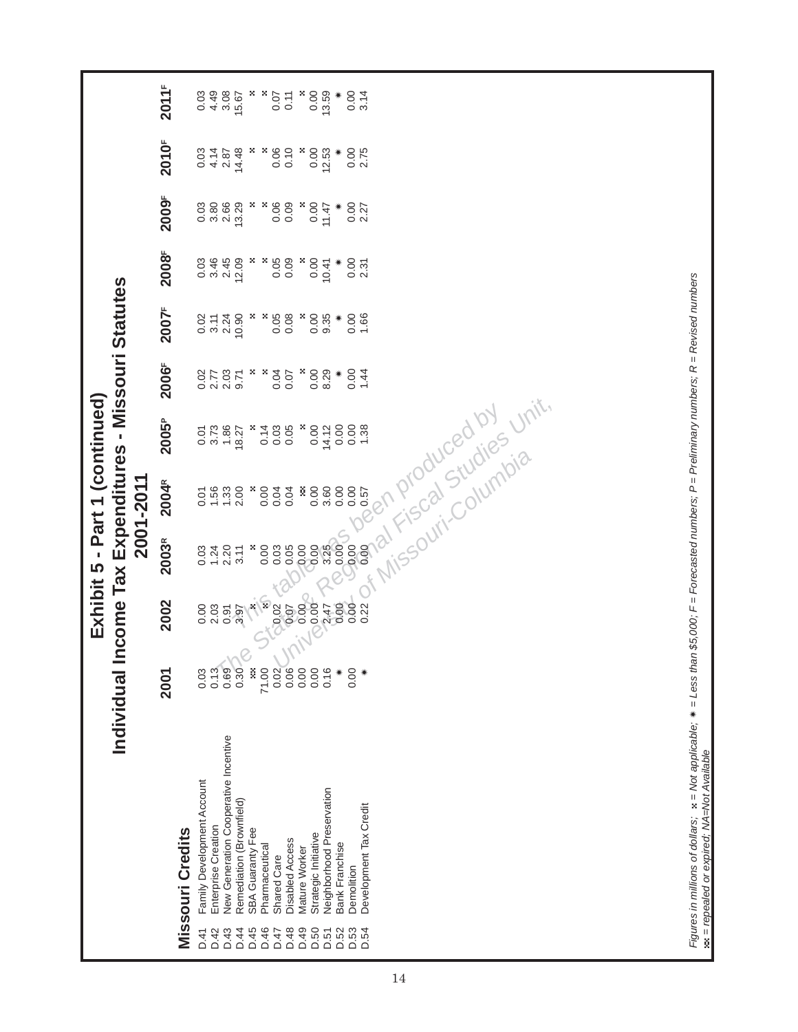# Exhibit 5 - Part 1 (continued)

## Individual Income Tax Expenditures - Missouri Statutes

### 2001-2011

| Missouri Credits | | 2001 | 2002 | 2003[R] | 2004[R] | 2005[P] | 2006[F] | 2007[F] | 2008[F] | 2009[F] | 2010[F] | 2011[F] |
|---|---|---|---|---|---|---|---|---|---|---|---|---|
| D.41 | Family Development Account | 0.03 | 0.00 | 0.03 | 0.01 | 0.01 | 0.02 | 0.02 | 0.03 | 0.03 | 0.03 | 0.03 |
| D.42 | Enterprise Creation | 0.13 | 2.03 | 1.24 | 1.56 | 3.73 | 2.77 | 3.11 | 3.46 | 3.80 | 4.14 | 4.49 |
| D.43 | New Generation Cooperative Incentive | 0.69 | 0.91 | 2.20 | 1.33 | 1.86 | 2.03 | 2.24 | 2.45 | 2.66 | 2.87 | 3.08 |
| D.44 | Remediation (Brownfield) | 0.30 | 3.97 | 3.11 | 2.00 | 18.27 | 9.71 | 10.90 | 12.09 | 13.29 | 14.48 | 15.67 |
| D.45 | SBA Guaranty Fee | xx | x | x | x | x | x | x | x | x | x | x |
| D.46 | Pharmaceutical | 71.00 | x | 0.00 | 0.00 | 0.14 | x | x | x | x | x | x |
| D.47 | Shared Care | 0.02 | 0.02 | 0.03 | 0.04 | 0.03 | 0.04 | 0.05 | 0.05 | 0.06 | 0.06 | 0.07 |
| D.48 | Disabled Access | 0.06 | 0.07 | 0.05 | 0.04 | 0.05 | 0.07 | 0.08 | 0.09 | 0.09 | 0.10 | 0.11 |
| D.49 | Mature Worker | 0.00 | 0.00 | 0.00 | xx | x | x | x | x | x | x | x |
| D.50 | Strategic Initiative | 0.00 | 0.00 | 0.00 | 0.00 | 0.00 | 0.00 | 0.00 | 0.00 | 0.00 | 0.00 | 0.00 |
| D.51 | Neighborhood Preservation | 0.16 | 2.47 | 3.25 | 3.60 | 14.12 | 8.29 | 9.35 | 10.41 | 11.47 | 12.53 | 13.59 |
| D.52 | Bank Franchise | * | 0.00 | 0.00 | 0.00 | 0.00 | * | * | * | * | * | * |
| D.53 | Demolition | 0.00 | 0.00 | 0.00 | 0.00 | 0.00 | 0.00 | 0.00 | 0.00 | 0.00 | 0.00 | 0.00 |
| D.54 | Development Tax Credit | * | 0.22 | 0.00 | 0.57 | 1.38 | 1.44 | 1.66 | 2.31 | 2.27 | 2.75 | 3.14 |

*Figures in millions of dollars; x = Not applicable; * = Less than $5,000; F = Forecasted numbers; P = Preliminary numbers; R = Revised numbers*
*xx = repealed or expired; NA=Not Available*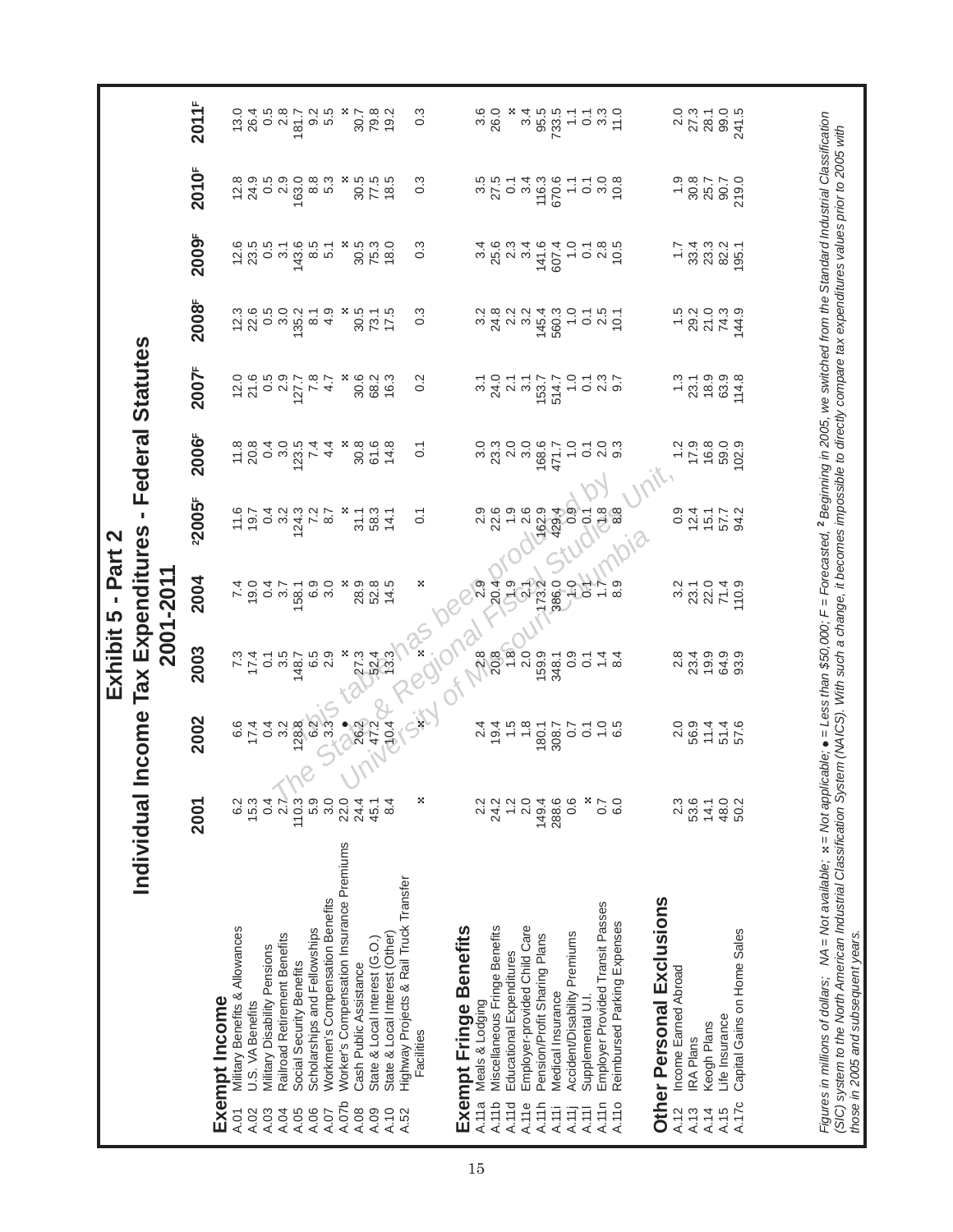# Exhibit 5 - Part 2

## Individual Income Tax Expenditures - Federal Statutes

### 2001-2011

| | | 2001 | 2002 | 2003 | 2004 | ²2005ᶠ | 2006ᶠ | 2007ᶠ | 2008ᶠ | 2009ᶠ | 2010ᶠ | 2011ᶠ |
|---|---|---|---|---|---|---|---|---|---|---|---|---|
| **Exempt Income** | | | | | | | | | | | | |
| A.01 | Military Benefits & Allowances | 6.2 | 6.6 | 7.3 | 7.4 | 11.6 | 11.8 | 12.0 | 12.3 | 12.6 | 12.8 | 13.0 |
| A.02 | U.S. VA Benefits | 15.3 | 17.4 | 17.4 | 19.0 | 19.7 | 20.8 | 21.6 | 22.6 | 23.5 | 24.9 | 26.4 |
| A.03 | Military Disability Pensions | 0.4 | 0.4 | 0.1 | 0.4 | 0.4 | 0.4 | 0.5 | 0.5 | 0.5 | 0.5 | 0.5 |
| A.04 | Railroad Retirement Benefits | 2.7 | 3.2 | 3.5 | 3.7 | 3.2 | 3.0 | 2.9 | 3.0 | 3.1 | 2.9 | 2.8 |
| A.05 | Social Security Benefits | 110.3 | 128.8 | 148.7 | 158.1 | 124.3 | 123.5 | 127.7 | 135.2 | 143.6 | 163.0 | 181.7 |
| A.06 | Scholarships and Fellowships | 5.9 | 6.2 | 6.5 | 6.9 | 7.2 | 7.4 | 7.8 | 8.1 | 8.5 | 8.8 | 9.2 |
| A.07 | Workmen's Compensation Benefits | 3.0 | 3.3 | 2.9 | 3.0 | 8.7 | 4.4 | 4.7 | 4.9 | 5.1 | 5.3 | 5.5 |
| A.07b | Worker's Compensation Insurance Premiums | 22.0 | ● | x | x | x | x | x | x | x | x | x |
| A.08 | Cash Public Assistance | 24.4 | 26.2 | 27.3 | 28.9 | 31.1 | 30.8 | 30.6 | 30.5 | 30.5 | 30.5 | 30.7 |
| A.09 | State & Local Interest (G.O.) | 45.1 | 47.2 | 52.4 | 52.8 | 58.3 | 61.6 | 68.2 | 73.1 | 75.3 | 77.5 | 79.8 |
| A.10 | State & Local Interest (Other) | 8.4 | 10.4 | 13.3 | 14.5 | 14.1 | 14.8 | 16.3 | 17.5 | 18.0 | 18.5 | 19.2 |
| A.52 | Highway Projects & Rail Truck Transfer Facilities | x | x | x | x | 0.1 | 0.1 | 0.2 | 0.3 | 0.3 | 0.3 | 0.3 |
| **Exempt Fringe Benefits** | | | | | | | | | | | | |
| A.11a | Meals & Lodging | 2.2 | 2.4 | 2.8 | 2.9 | 2.9 | 3.0 | 3.1 | 3.2 | 3.4 | 3.5 | 3.6 |
| A.11b | Miscellaneous Fringe Benefits | 24.2 | 19.4 | 20.8 | 20.4 | 22.6 | 23.3 | 24.0 | 24.8 | 25.6 | 27.5 | 26.0 |
| A.11d | Educational Expenditures | 1.2 | 1.5 | 1.8 | 1.9 | 1.9 | 2.0 | 2.1 | 2.2 | 2.3 | 0.1 | x |
| A.11e | Employer-provided Child Care | 2.0 | 1.8 | 2.0 | 2.1 | 2.6 | 3.0 | 3.1 | 3.2 | 3.4 | 3.4 | 3.4 |
| A.11h | Pension/Profit Sharing Plans | 149.4 | 180.1 | 159.9 | 173.2 | 162.9 | 168.6 | 153.7 | 145.4 | 141.6 | 116.3 | 95.5 |
| A.11i | Medical Insurance | 288.6 | 308.7 | 348.1 | 386.0 | 429.4 | 471.7 | 514.7 | 560.3 | 607.4 | 670.6 | 733.5 |
| A.11j | Accident/Disability Premiums | 0.6 | 0.7 | 0.9 | 1.0 | 0.9 | 1.0 | 1.0 | 1.0 | 1.0 | 1.1 | 1.1 |
| A.11l | Supplemental U.I. | x | 0.1 | 0.1 | 0.1 | 0.1 | 0.1 | 0.1 | 0.1 | 0.1 | 0.1 | 0.1 |
| A.11n | Employer Provided Transit Passes | 0.7 | 1.0 | 1.4 | 1.7 | 1.8 | 2.0 | 2.3 | 2.5 | 2.8 | 3.0 | 3.3 |
| A.11o | Reimbursed Parking Expenses | 6.0 | 6.5 | 8.4 | 8.9 | 8.8 | 9.3 | 9.7 | 10.1 | 10.5 | 10.8 | 11.0 |
| **Other Personal Exclusions** | | | | | | | | | | | | |
| A.12 | Income Earned Abroad | 2.3 | 2.0 | 2.8 | 3.2 | 0.9 | 1.2 | 1.3 | 1.5 | 1.7 | 1.9 | 2.0 |
| A.13 | IRA Plans | 53.6 | 56.9 | 23.4 | 23.1 | 12.4 | 17.9 | 23.1 | 29.2 | 33.4 | 30.8 | 27.3 |
| A.14 | Keogh Plans | 14.1 | 11.4 | 19.9 | 22.0 | 15.1 | 16.8 | 18.9 | 21.0 | 23.3 | 25.7 | 28.1 |
| A.15 | Life Insurance | 48.0 | 51.4 | 64.9 | 71.4 | 57.7 | 59.0 | 63.9 | 74.3 | 82.2 | 90.7 | 99.0 |
| A.17c | Capital Gains on Home Sales | 50.2 | 57.6 | 93.9 | 110.9 | 94.2 | 102.9 | 114.8 | 144.9 | 195.1 | 219.0 | 241.5 |

*Figures in millions of dollars; NA = Not available; x = Not applicable; ● = Less than \$50,000; F = Forecasted, ² Beginning in 2005, we switched from the Standard Industrial Classification (SIC) system to the North American Industrial Classification System (NAICS). With such a change, it becomes impossible to directly compare tax expenditures values prior to 2005 with those in 2005 and subsequent years.*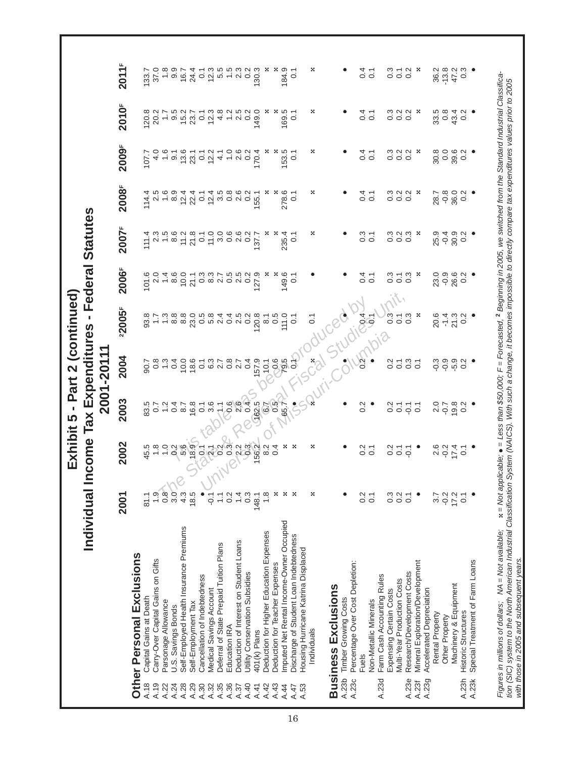# Exhibit 5 - Part 2 (continued)

## Individual Income Tax Expenditures - Federal Statutes 2001-2011[1]

| | | 2001 | 2002 | 2003 | 2004 | [2]2005[F] | 2006[F] | 2007[F] | 2008[F] | 2009[F] | 2010[F] | 2011[F] |
|---|---|---|---|---|---|---|---|---|---|---|---|---|
| **Other Personal Exclusions** | | | | | | | | | | | | |
| A.18 | Capital Gains at Death | 81.1 | 45.5 | 83.5 | 90.7 | 93.8 | 101.6 | 111.4 | 114.4 | 107.7 | 120.8 | 133.7 |
| A.19 | Carry-Over Capital Gains on Gifts | 1.9 | 1.8 | 0.7 | 0.8 | 1.7 | 2.0 | 2.3 | 2.5 | 4.0 | 20.2 | 37.0 |
| A.22 | Parsonage Allowance | 0.8 | 1.0 | 1.2 | 1.3 | 1.3 | 1.4 | 1.5 | 1.6 | 1.6 | 1.7 | 1.8 |
| A.24 | U.S. Savings Bonds | 3.0 | 0.2 | 0.4 | 0.4 | 8.8 | 8.6 | 8.6 | 8.9 | 9.1 | 9.5 | 9.9 |
| A.28 | Self-Employed Health Insurance Premiums | 4.3 | 5.6 | 8.7 | 10.0 | 8.8 | 10.0 | 11.2 | 12.4 | 13.6 | 15.2 | 16.7 |
| A.29 | Self-Employment Tax | 18.5 | 18.9 | 16.8 | 18.6 | 23.0 | 21.1 | 21.8 | 22.4 | 23.1 | 23.7 | 24.4 |
| A.30 | Cancellation of Indebtedness | ● | 0.1 | 0.1 | 0.1 | 0.5 | 0.3 | 0.1 | 0.1 | 0.1 | 0.1 | 0.1 |
| A.32 | Medical Savings Account | -0.1 | 2.1 | 3.6 | 6.3 | 5.8 | 8.3 | 11.0 | 12.4 | 12.2 | 12.3 | 12.3 |
| A.35 | Deferral of State Prepaid Tuition Plans | 1.1 | 0.2 | 1.1 | 2.7 | 2.4 | 2.7 | 3.0 | 3.5 | 4.1 | 4.8 | 5.5 |
| A.36 | Education IRA | 0.2 | 0.3 | 0.6 | 0.8 | 0.4 | 0.5 | 0.6 | 0.8 | 1.0 | 1.2 | 1.5 |
| A.37 | Deduction of Interest on Student Loans | 1.4 | 2.2 | 2.6 | 2.7 | 2.5 | 2.5 | 2.6 | 2.6 | 2.6 | 2.5 | 2.3 |
| A.40 | Utility Conservation Subsidies | 0.3 | 0.3 | 0.4 | 0.4 | 0.2 | 0.2 | 0.2 | 0.2 | 0.2 | 0.2 | 0.2 |
| A.41 | 401(k) Plans | 148.1 | 156.2 | 162.5 | 157.9 | 120.8 | 127.9 | 137.7 | 155.1 | 170.4 | 149.0 | 130.3 |
| A.42 | Deduction for Higher Education Expenses | 1.8 | 8.2 | 6.7 | 10.1 | 8.1 | x | x | x | x | x | x |
| A.43 | Deduction for Teacher Expenses | x | 0.4 | 0.5 | 0.6 | 0.5 | x | x | x | x | x | x |
| A.44 | Imputed Net Rental Income-Owner Occupied | x | x | 65.7 | 79.5 | 111.0 | 149.6 | 235.4 | 278.6 | 153.5 | 169.5 | 184.9 |
| A.47 | Discharge of Student Loan Indebtedness | x | x | ● | 0.1 | 0.1 | 0.1 | 0.1 | 0.1 | 0.1 | 0.1 | 0.1 |
| A.53 | Housing Hurricane Katrina Displaced Individuals | x | x | x | x | 0.1 | ● | x | x | x | x | x |
| **Business Exclusions** | | | | | | | | | | | | |
| A.23b | Timber Growing Costs | ● | ● | ● | ● | ● | ● | ● | ● | ● | ● | ● |
| A.23c | Percentage Over Cost Depletion: | | | | | | | | | | | |
| | Fuels | 0.2 | 0.2 | 0.2 | 0.2 | 0.4 | 0.4 | 0.3 | 0.4 | 0.4 | 0.4 | 0.4 |
| | Non-Metallic Minerals | 0.1 | 0.1 | ● | ● | 0.1 | 0.1 | 0.1 | 0.1 | 0.1 | 0.1 | 0.1 |
| A.23d | Farm Cash Accounting Rules | | | | | | | | | | | |
| | Expensing Certain Costs | 0.3 | 0.2 | 0.2 | 0.2 | 0.3 | 0.3 | 0.3 | 0.3 | 0.3 | 0.3 | 0.3 |
| | Multi-Year Production Costs | 0.2 | 0.1 | 0.1 | 0.1 | 0.1 | 0.1 | 0.2 | 0.2 | 0.2 | 0.2 | 0.1 |
| A.23e | Research/Development Costs | 0.1 | -0.1 | -0.1 | 0.3 | 0.3 | 0.3 | 0.3 | 0.2 | 0.2 | 0.2 | 0.2 |
| A.23f | Mineral Exploration/Development | ● | ● | 0.1 | 0.1 | x | x | x | x | x | x | x |
| A.23g | Accelerated Depreciation | | | | | | | | | | | |
| | Rental Property | 3.7 | 2.6 | 2.0 | -0.3 | 20.6 | 23.0 | 25.9 | 28.7 | 30.8 | 33.5 | 36.2 |
| | Other Property | -0.2 | -0.2 | -0.7 | -0.9 | -1.4 | -0.9 | -0.4 | -0.8 | 0.0 | 0.8 | -13.8 |
| | Machinery & Equipment | 17.2 | 17.4 | 19.8 | -5.9 | 21.3 | 26.6 | 30.9 | 36.0 | 39.6 | 43.4 | 47.2 |
| A.23h | Historic Structures | 0.1 | 0.1 | 0.2 | 0.2 | 0.2 | 0.2 | 0.2 | 0.2 | 0.2 | 0.2 | 0.3 |
| A.23k | Special Treatment of Farm Loans | ● | ● | ● | ● | ● | ● | ● | ● | ● | ● | ● |

*Figures in millions of dollars; NA = Not available; x = Not applicable; ● = Less than \$50,000; F = Forecasted, [2] Beginning in 2005, we switched from the Standard Industrial Classification (SIC) system to the North American Industrial Classification System (NAICS). With such a change, it becomes impossible to directly compare tax expenditures values prior to 2005 with those in 2005 and subsequent years.*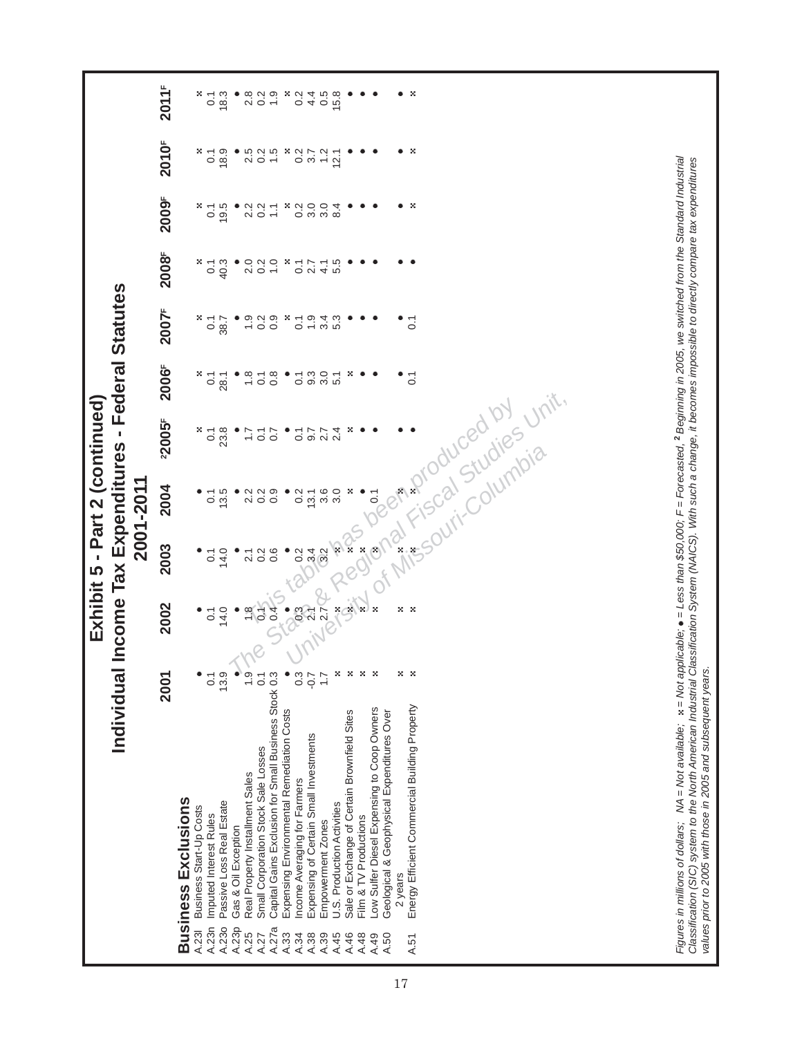# Exhibit 5 - Part 2 (continued)

## Individual Income Tax Expenditures - Federal Statutes

### 2001-2011

| | | 2001 | 2002 | 2003 | 2004 | [2]2005F | 2006F | 2007F | 2008F | 2009F | 2010F | 2011F |
|---|---|---|---|---|---|---|---|---|---|---|---|---|
| **Business Exclusions** | | | | | | | | | | | | |
| A.23l | Business Start-Up Costs | • | • | • | • | x | x | x | x | x | x | x |
| A.23n | Imputed Interest Rules | 0.1 | 0.1 | 0.1 | 0.1 | 0.1 | 0.1 | 0.1 | 0.1 | 0.1 | 0.1 | 0.1 |
| A.23o | Passive Loss Real Estate | 13.9 | 14.0 | 14.0 | 13.5 | 23.8 | 28.1 | 38.7 | 40.3 | 19.5 | 18.9 | 18.3 |
| A.23p | Gas & Oil Exception | • | • | • | • | • | • | • | • | • | • | • |
| A.25 | Real Property Installment Sales | 1.9 | 1.8 | 2.1 | 2.2 | 1.7 | 1.8 | 1.9 | 2.0 | 2.2 | 2.5 | 2.8 |
| A.27 | Small Corporation Stock Sale Losses | 0.1 | 0.1 | 0.2 | 0.2 | 0.1 | 0.1 | 0.2 | 0.2 | 0.2 | 0.2 | 0.2 |
| A.27a | Capital Gains Exclusion for Small Business Stock | 0.3 | 0.4 | 0.6 | 0.9 | 0.7 | 0.8 | 0.9 | 1.0 | 1.1 | 1.5 | 1.9 |
| A.33 | Expensing Environmental Remediation Costs | • | • | • | • | • | • | x | x | x | x | x |
| A.34 | Income Averaging for Farmers | 0.3 | 0.3 | 0.2 | 0.2 | 0.1 | 0.1 | 0.1 | 0.1 | 0.2 | 0.2 | 0.2 |
| A.38 | Expensing of Certain Small Investments | -0.7 | 2.1 | 3.4 | 13.1 | 9.7 | 9.3 | 1.9 | 2.7 | 3.0 | 3.7 | 4.4 |
| A.39 | Empowerment Zones | 1.7 | 2.7 | 3.2 | 3.6 | 2.7 | 3.0 | 3.4 | 4.1 | 3.0 | 1.2 | 0.5 |
| A.45 | U.S. Production Activities | x | x | x | 3.0 | 2.4 | 5.1 | 5.3 | 5.5 | 8.4 | 12.1 | 15.8 |
| A.46 | Sale or Exchange of Certain Brownfield Sites | x | x | x | x | x | x | • | • | • | • | • |
| A.48 | Film & TV Productions | x | x | x | • | • | • | • | • | • | • | • |
| A.49 | Low Sulfer Diesel Expensing to Coop Owners | x | x | x | 0.1 | • | • | • | • | • | • | • |
| A.50 | Geological & Geophysical Expenditures Over 2 years | x | x | x | x | • | • | • | • | • | • | • |
| A.51 | Energy Efficient Commercial Building Property | x | x | x | x | • | 0.1 | 0.1 | • | x | x | x |

*Figures in millions of dollars; NA = Not applicable; • = Less than $50,000; F = Forecasted,* **[2]** *Beginning in 2005, we switched from the Standard Industrial Classification (SIC) system to the North American Industrial Classification System (NAICS). With such a change, it becomes impossible to directly compare tax expenditures values prior to 2005 with those in 2005 and subsequent years.*